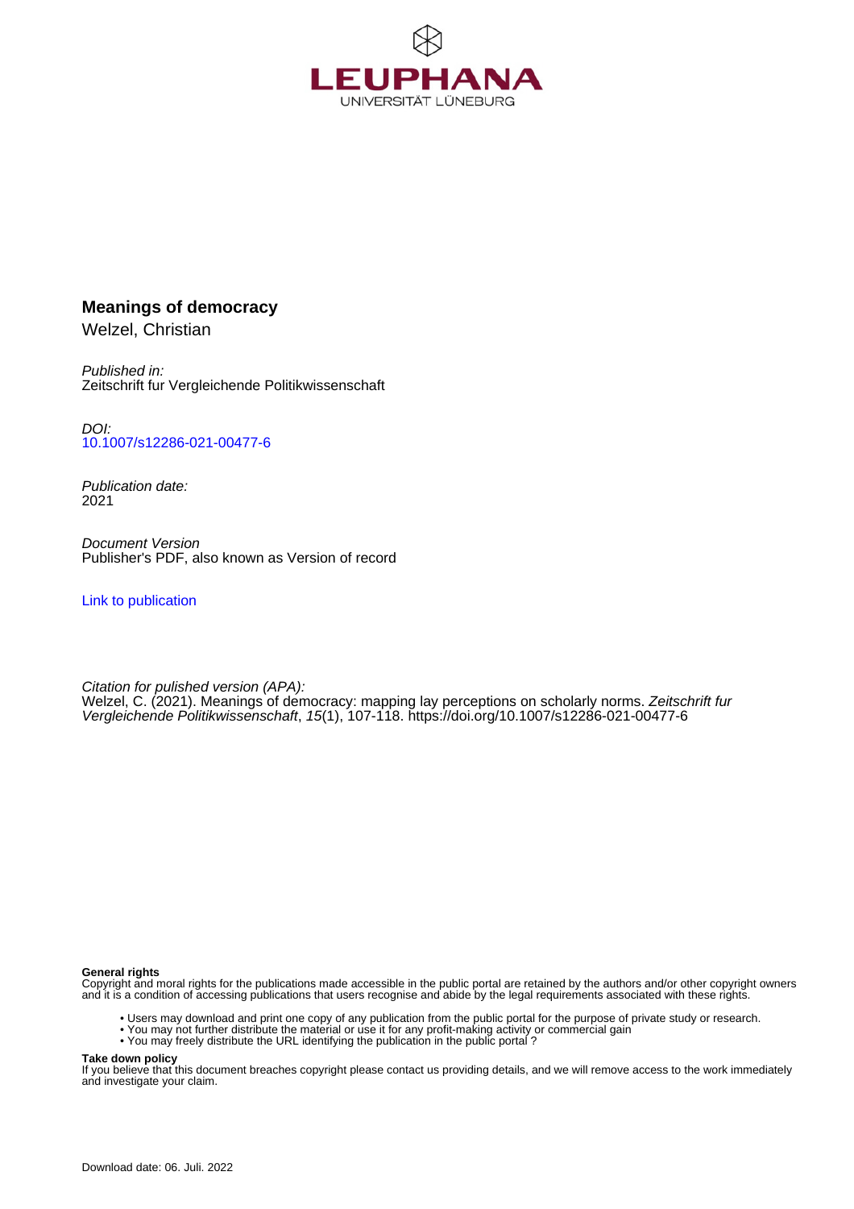LEUPHANA
UNIVERSITÄT LÜNEBURG

**Meanings of democracy**
Welzel, Christian

*Published in:*
Zeitschrift fur Vergleichende Politikwissenschaft

*DOI:*
10.1007/s12286-021-00477-6

*Publication date:*
2021

*Document Version*
Publisher's PDF, also known as Version of record

Link to publication

*Citation for pulished version (APA):*
Welzel, C. (2021). Meanings of democracy: mapping lay perceptions on scholarly norms. *Zeitschrift fur Vergleichende Politikwissenschaft*, *15*(1), 107-118. https://doi.org/10.1007/s12286-021-00477-6

**General rights**
Copyright and moral rights for the publications made accessible in the public portal are retained by the authors and/or other copyright owners and it is a condition of accessing publications that users recognise and abide by the legal requirements associated with these rights.

- Users may download and print one copy of any publication from the public portal for the purpose of private study or research.
- You may not further distribute the material or use it for any profit-making activity or commercial gain
- You may freely distribute the URL identifying the publication in the public portal ?

**Take down policy**
If you believe that this document breaches copyright please contact us providing details, and we will remove access to the work immediately and investigate your claim.

Download date: 06. Juli. 2022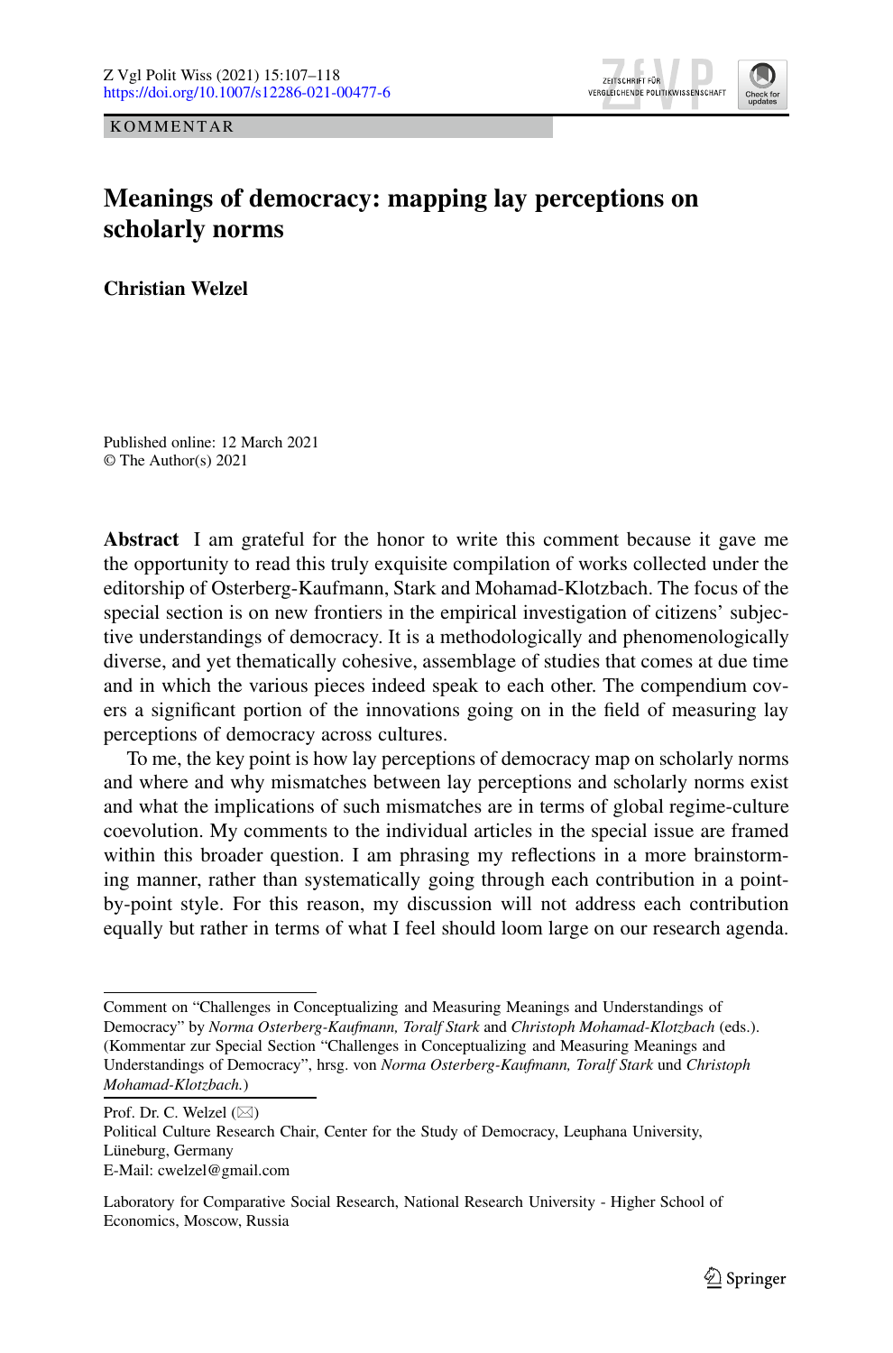KOMMENTAR

# Meanings of democracy: mapping lay perceptions on scholarly norms

**Christian Welzel**

Published online: 12 March 2021
© The Author(s) 2021

**Abstract** I am grateful for the honor to write this comment because it gave me the opportunity to read this truly exquisite compilation of works collected under the editorship of Osterberg-Kaufmann, Stark and Mohamad-Klotzbach. The focus of the special section is on new frontiers in the empirical investigation of citizens' subjective understandings of democracy. It is a methodologically and phenomenologically diverse, and yet thematically cohesive, assemblage of studies that comes at due time and in which the various pieces indeed speak to each other. The compendium covers a significant portion of the innovations going on in the field of measuring lay perceptions of democracy across cultures.

To me, the key point is how lay perceptions of democracy map on scholarly norms and where and why mismatches between lay perceptions and scholarly norms exist and what the implications of such mismatches are in terms of global regime-culture coevolution. My comments to the individual articles in the special issue are framed within this broader question. I am phrasing my reflections in a more brainstorming manner, rather than systematically going through each contribution in a point-by-point style. For this reason, my discussion will not address each contribution equally but rather in terms of what I feel should loom large on our research agenda.

---

Comment on "Challenges in Conceptualizing and Measuring Meanings and Understandings of Democracy" by *Norma Osterberg-Kaufmann, Toralf Stark* and *Christoph Mohamad-Klotzbach* (eds.). (Kommentar zur Special Section "Challenges in Conceptualizing and Measuring Meanings and Understandings of Democracy", hrsg. von *Norma Osterberg-Kaufmann, Toralf Stark* und *Christoph Mohamad-Klotzbach.*)

Prof. Dr. C. Welzel (✉)
Political Culture Research Chair, Center for the Study of Democracy, Leuphana University, Lüneburg, Germany
E-Mail: cwelzel@gmail.com

Laboratory for Comparative Social Research, National Research University - Higher School of Economics, Moscow, Russia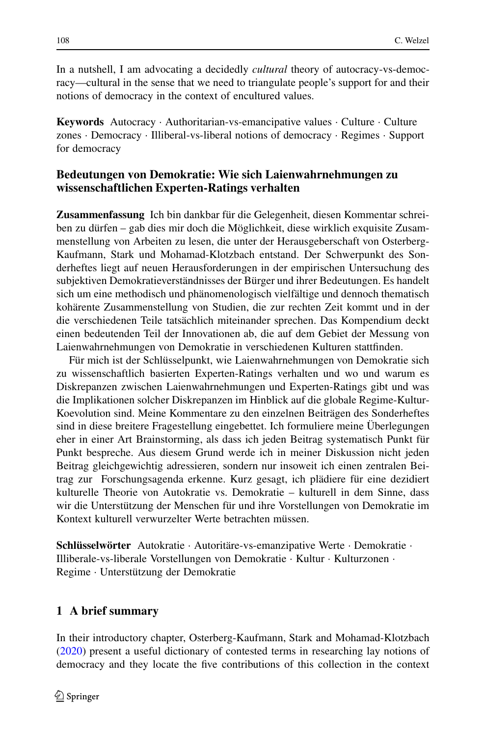In a nutshell, I am advocating a decidedly *cultural* theory of autocracy-vs-democracy—cultural in the sense that we need to triangulate people's support for and their notions of democracy in the context of encultured values.

**Keywords** Autocracy · Authoritarian-vs-emancipative values · Culture · Culture zones · Democracy · Illiberal-vs-liberal notions of democracy · Regimes · Support for democracy

## Bedeutungen von Demokratie: Wie sich Laienwahrnehmungen zu wissenschaftlichen Experten-Ratings verhalten

**Zusammenfassung** Ich bin dankbar für die Gelegenheit, diesen Kommentar schreiben zu dürfen – gab dies mir doch die Möglichkeit, diese wirklich exquisite Zusammenstellung von Arbeiten zu lesen, die unter der Herausgeberschaft von Osterberg-Kaufmann, Stark und Mohamad-Klotzbach entstand. Der Schwerpunkt des Sonderheftes liegt auf neuen Herausforderungen in der empirischen Untersuchung des subjektiven Demokratieverständnisses der Bürger und ihrer Bedeutungen. Es handelt sich um eine methodisch und phänomenologisch vielfältige und dennoch thematisch kohärente Zusammenstellung von Studien, die zur rechten Zeit kommt und in der die verschiedenen Teile tatsächlich miteinander sprechen. Das Kompendium deckt einen bedeutenden Teil der Innovationen ab, die auf dem Gebiet der Messung von Laienwahrnehmungen von Demokratie in verschiedenen Kulturen stattfinden.

Für mich ist der Schlüsselpunkt, wie Laienwahrnehmungen von Demokratie sich zu wissenschaftlich basierten Experten-Ratings verhalten und wo und warum es Diskrepanzen zwischen Laienwahrnehmungen und Experten-Ratings gibt und was die Implikationen solcher Diskrepanzen im Hinblick auf die globale Regime-Kultur-Koevolution sind. Meine Kommentare zu den einzelnen Beiträgen des Sonderheftes sind in diese breitere Fragestellung eingebettet. Ich formuliere meine Überlegungen eher in einer Art Brainstorming, als dass ich jeden Beitrag systematisch Punkt für Punkt bespreche. Aus diesem Grund werde ich in meiner Diskussion nicht jeden Beitrag gleichgewichtig adressieren, sondern nur insoweit ich einen zentralen Beitrag zur Forschungsagenda erkenne. Kurz gesagt, ich plädiere für eine dezidiert kulturelle Theorie von Autokratie vs. Demokratie – kulturell in dem Sinne, dass wir die Unterstützung der Menschen für und ihre Vorstellungen von Demokratie im Kontext kulturell verwurzelter Werte betrachten müssen.

**Schlüsselwörter** Autokratie · Autoritäre-vs-emanzipative Werte · Demokratie · Illiberale-vs-liberale Vorstellungen von Demokratie · Kultur · Kulturzonen · Regime · Unterstützung der Demokratie

## 1 A brief summary

In their introductory chapter, Osterberg-Kaufmann, Stark and Mohamad-Klotzbach (2020) present a useful dictionary of contested terms in researching lay notions of democracy and they locate the five contributions of this collection in the context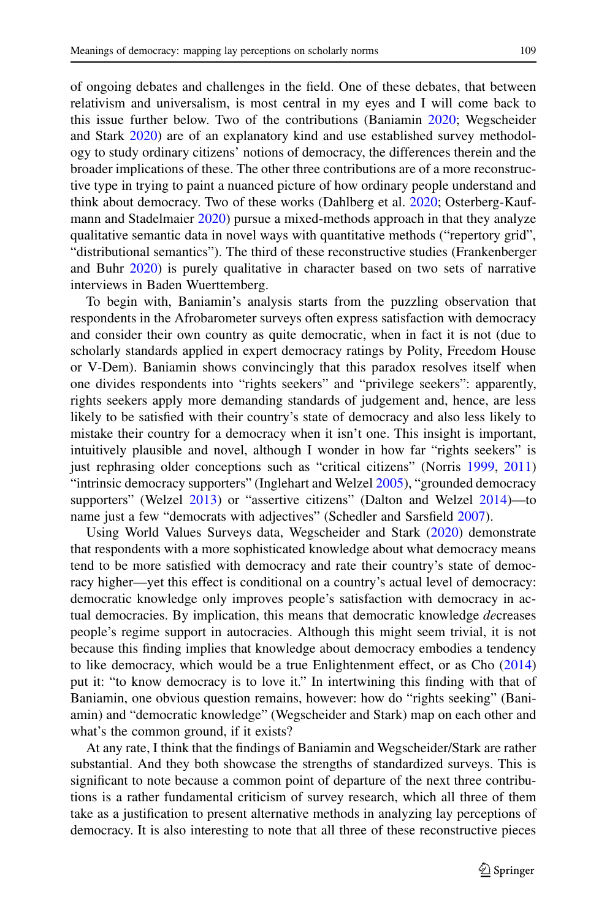of ongoing debates and challenges in the field. One of these debates, that between relativism and universalism, is most central in my eyes and I will come back to this issue further below. Two of the contributions (Baniamin 2020; Wegscheider and Stark 2020) are of an explanatory kind and use established survey methodology to study ordinary citizens' notions of democracy, the differences therein and the broader implications of these. The other three contributions are of a more reconstructive type in trying to paint a nuanced picture of how ordinary people understand and think about democracy. Two of these works (Dahlberg et al. 2020; Osterberg-Kaufmann and Stadelmaier 2020) pursue a mixed-methods approach in that they analyze qualitative semantic data in novel ways with quantitative methods ("repertory grid", "distributional semantics"). The third of these reconstructive studies (Frankenberger and Buhr 2020) is purely qualitative in character based on two sets of narrative interviews in Baden Wuerttemberg.

To begin with, Baniamin's analysis starts from the puzzling observation that respondents in the Afrobarometer surveys often express satisfaction with democracy and consider their own country as quite democratic, when in fact it is not (due to scholarly standards applied in expert democracy ratings by Polity, Freedom House or V-Dem). Baniamin shows convincingly that this paradox resolves itself when one divides respondents into "rights seekers" and "privilege seekers": apparently, rights seekers apply more demanding standards of judgement and, hence, are less likely to be satisfied with their country's state of democracy and also less likely to mistake their country for a democracy when it isn't one. This insight is important, intuitively plausible and novel, although I wonder in how far "rights seekers" is just rephrasing older conceptions such as "critical citizens" (Norris 1999, 2011) "intrinsic democracy supporters" (Inglehart and Welzel 2005), "grounded democracy supporters" (Welzel 2013) or "assertive citizens" (Dalton and Welzel 2014)—to name just a few "democrats with adjectives" (Schedler and Sarsfield 2007).

Using World Values Surveys data, Wegscheider and Stark (2020) demonstrate that respondents with a more sophisticated knowledge about what democracy means tend to be more satisfied with democracy and rate their country's state of democracy higher—yet this effect is conditional on a country's actual level of democracy: democratic knowledge only improves people's satisfaction with democracy in actual democracies. By implication, this means that democratic knowledge *de*creases people's regime support in autocracies. Although this might seem trivial, it is not because this finding implies that knowledge about democracy embodies a tendency to like democracy, which would be a true Enlightenment effect, or as Cho (2014) put it: "to know democracy is to love it." In intertwining this finding with that of Baniamin, one obvious question remains, however: how do "rights seeking" (Baniamin) and "democratic knowledge" (Wegscheider and Stark) map on each other and what's the common ground, if it exists?

At any rate, I think that the findings of Baniamin and Wegscheider/Stark are rather substantial. And they both showcase the strengths of standardized surveys. This is significant to note because a common point of departure of the next three contributions is a rather fundamental criticism of survey research, which all three of them take as a justification to present alternative methods in analyzing lay perceptions of democracy. It is also interesting to note that all three of these reconstructive pieces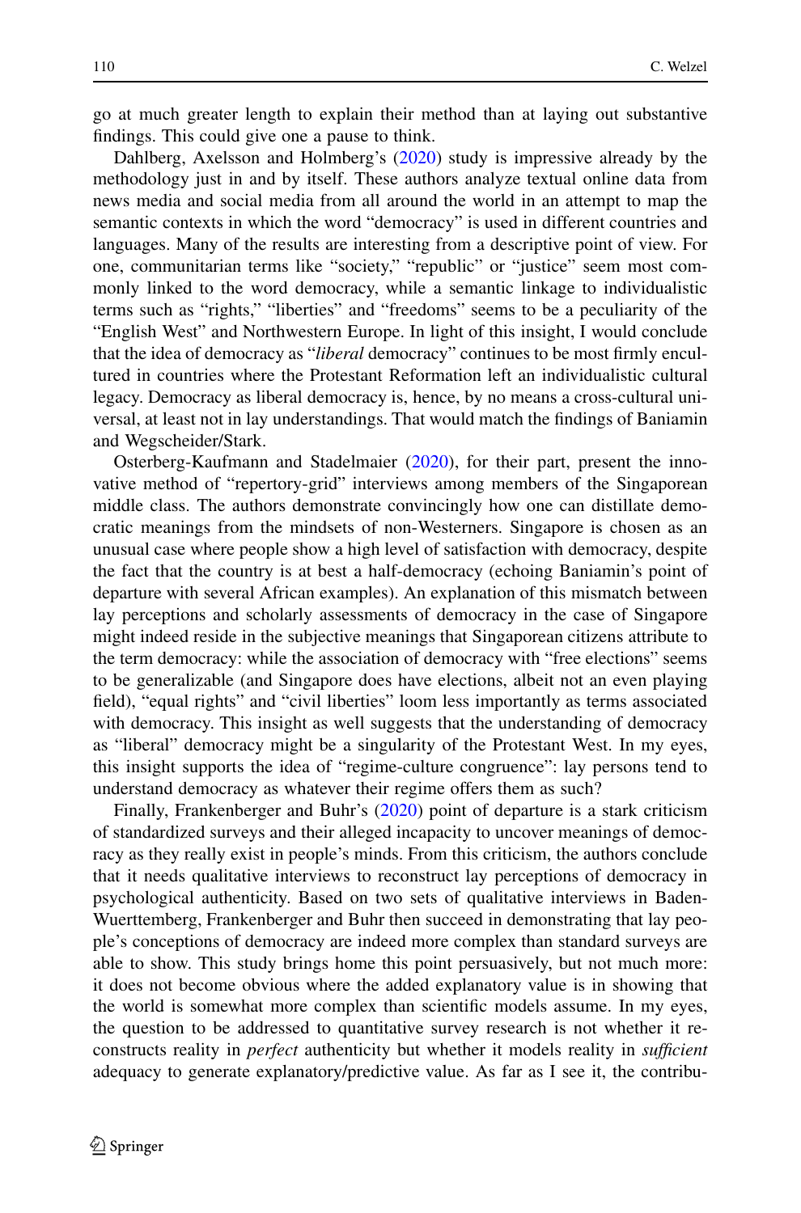go at much greater length to explain their method than at laying out substantive findings. This could give one a pause to think.

Dahlberg, Axelsson and Holmberg's (2020) study is impressive already by the methodology just in and by itself. These authors analyze textual online data from news media and social media from all around the world in an attempt to map the semantic contexts in which the word "democracy" is used in different countries and languages. Many of the results are interesting from a descriptive point of view. For one, communitarian terms like "society," "republic" or "justice" seem most commonly linked to the word democracy, while a semantic linkage to individualistic terms such as "rights," "liberties" and "freedoms" seems to be a peculiarity of the "English West" and Northwestern Europe. In light of this insight, I would conclude that the idea of democracy as "*liberal* democracy" continues to be most firmly encultured in countries where the Protestant Reformation left an individualistic cultural legacy. Democracy as liberal democracy is, hence, by no means a cross-cultural universal, at least not in lay understandings. That would match the findings of Baniamin and Wegscheider/Stark.

Osterberg-Kaufmann and Stadelmaier (2020), for their part, present the innovative method of "repertory-grid" interviews among members of the Singaporean middle class. The authors demonstrate convincingly how one can distillate democratic meanings from the mindsets of non-Westerners. Singapore is chosen as an unusual case where people show a high level of satisfaction with democracy, despite the fact that the country is at best a half-democracy (echoing Baniamin's point of departure with several African examples). An explanation of this mismatch between lay perceptions and scholarly assessments of democracy in the case of Singapore might indeed reside in the subjective meanings that Singaporean citizens attribute to the term democracy: while the association of democracy with "free elections" seems to be generalizable (and Singapore does have elections, albeit not an even playing field), "equal rights" and "civil liberties" loom less importantly as terms associated with democracy. This insight as well suggests that the understanding of democracy as "liberal" democracy might be a singularity of the Protestant West. In my eyes, this insight supports the idea of "regime-culture congruence": lay persons tend to understand democracy as whatever their regime offers them as such?

Finally, Frankenberger and Buhr's (2020) point of departure is a stark criticism of standardized surveys and their alleged incapacity to uncover meanings of democracy as they really exist in people's minds. From this criticism, the authors conclude that it needs qualitative interviews to reconstruct lay perceptions of democracy in psychological authenticity. Based on two sets of qualitative interviews in Baden-Wuerttemberg, Frankenberger and Buhr then succeed in demonstrating that lay people's conceptions of democracy are indeed more complex than standard surveys are able to show. This study brings home this point persuasively, but not much more: it does not become obvious where the added explanatory value is in showing that the world is somewhat more complex than scientific models assume. In my eyes, the question to be addressed to quantitative survey research is not whether it reconstructs reality in *perfect* authenticity but whether it models reality in *sufficient* adequacy to generate explanatory/predictive value. As far as I see it, the contribu-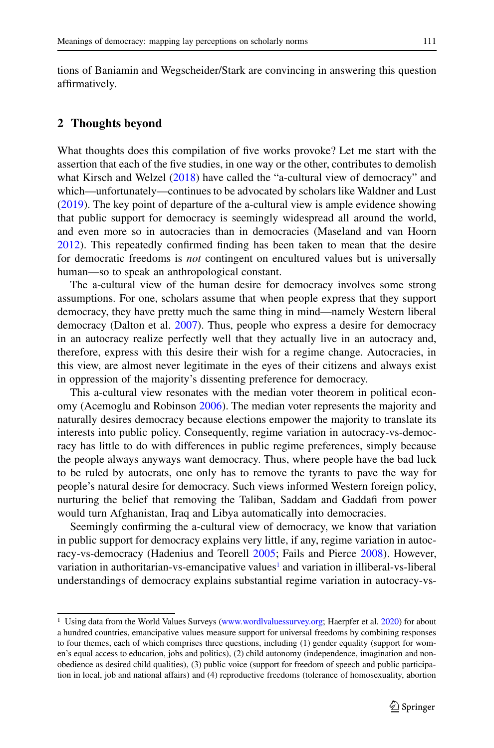tions of Baniamin and Wegscheider/Stark are convincing in answering this question affirmatively.

## 2 Thoughts beyond

What thoughts does this compilation of five works provoke? Let me start with the assertion that each of the five studies, in one way or the other, contributes to demolish what Kirsch and Welzel (2018) have called the "a-cultural view of democracy" and which—unfortunately—continues to be advocated by scholars like Waldner and Lust (2019). The key point of departure of the a-cultural view is ample evidence showing that public support for democracy is seemingly widespread all around the world, and even more so in autocracies than in democracies (Maseland and van Hoorn 2012). This repeatedly confirmed finding has been taken to mean that the desire for democratic freedoms is *not* contingent on encultured values but is universally human—so to speak an anthropological constant.

The a-cultural view of the human desire for democracy involves some strong assumptions. For one, scholars assume that when people express that they support democracy, they have pretty much the same thing in mind—namely Western liberal democracy (Dalton et al. 2007). Thus, people who express a desire for democracy in an autocracy realize perfectly well that they actually live in an autocracy and, therefore, express with this desire their wish for a regime change. Autocracies, in this view, are almost never legitimate in the eyes of their citizens and always exist in oppression of the majority's dissenting preference for democracy.

This a-cultural view resonates with the median voter theorem in political economy (Acemoglu and Robinson 2006). The median voter represents the majority and naturally desires democracy because elections empower the majority to translate its interests into public policy. Consequently, regime variation in autocracy-vs-democracy has little to do with differences in public regime preferences, simply because the people always anyways want democracy. Thus, where people have the bad luck to be ruled by autocrats, one only has to remove the tyrants to pave the way for people's natural desire for democracy. Such views informed Western foreign policy, nurturing the belief that removing the Taliban, Saddam and Gaddafi from power would turn Afghanistan, Iraq and Libya automatically into democracies.

Seemingly confirming the a-cultural view of democracy, we know that variation in public support for democracy explains very little, if any, regime variation in autocracy-vs-democracy (Hadenius and Teorell 2005; Fails and Pierce 2008). However, variation in authoritarian-vs-emancipative values[1] and variation in illiberal-vs-liberal understandings of democracy explains substantial regime variation in autocracy-vs-

[1] Using data from the World Values Surveys (www.wordlvaluessurvey.org; Haerpfer et al. 2020) for about a hundred countries, emancipative values measure support for universal freedoms by combining responses to four themes, each of which comprises three questions, including (1) gender equality (support for women's equal access to education, jobs and politics), (2) child autonomy (independence, imagination and non-obedience as desired child qualities), (3) public voice (support for freedom of speech and public participation in local, job and national affairs) and (4) reproductive freedoms (tolerance of homosexuality, abortion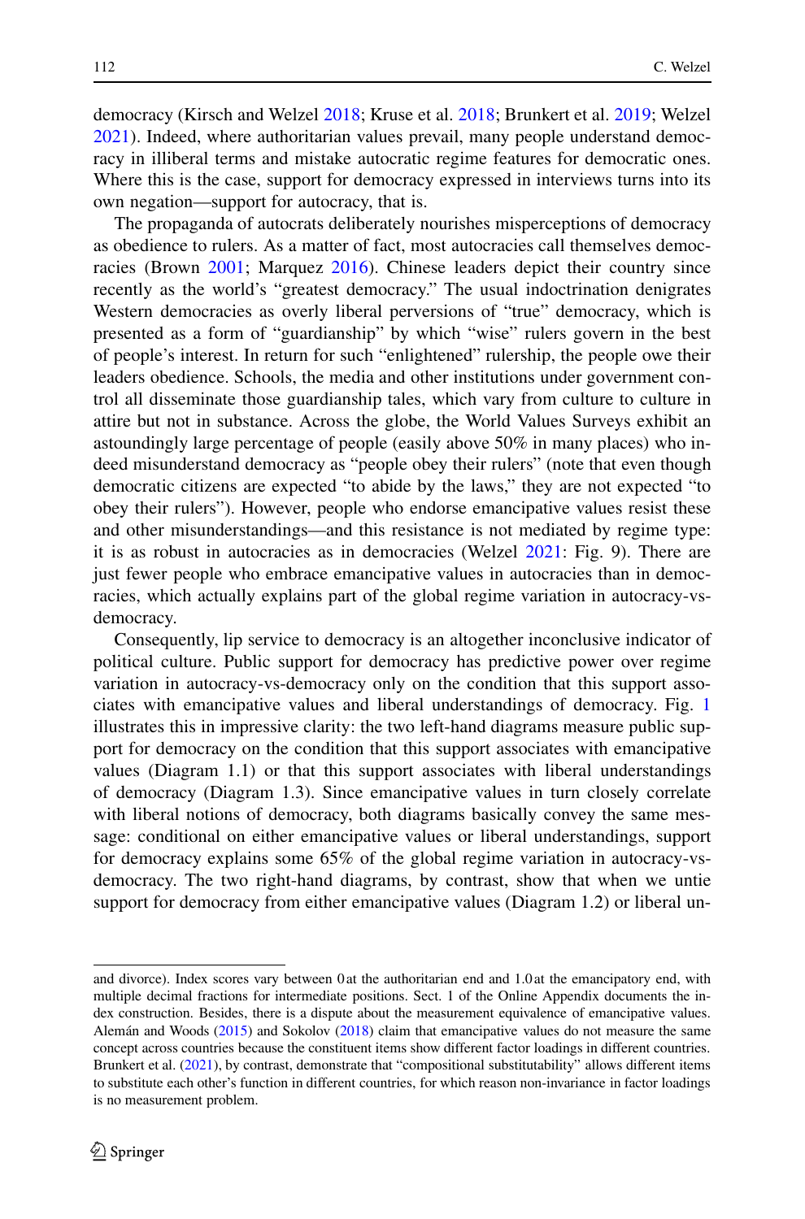democracy (Kirsch and Welzel 2018; Kruse et al. 2018; Brunkert et al. 2019; Welzel 2021). Indeed, where authoritarian values prevail, many people understand democracy in illiberal terms and mistake autocratic regime features for democratic ones. Where this is the case, support for democracy expressed in interviews turns into its own negation—support for autocracy, that is.

The propaganda of autocrats deliberately nourishes misperceptions of democracy as obedience to rulers. As a matter of fact, most autocracies call themselves democracies (Brown 2001; Marquez 2016). Chinese leaders depict their country since recently as the world's "greatest democracy." The usual indoctrination denigrates Western democracies as overly liberal perversions of "true" democracy, which is presented as a form of "guardianship" by which "wise" rulers govern in the best of people's interest. In return for such "enlightened" rulership, the people owe their leaders obedience. Schools, the media and other institutions under government control all disseminate those guardianship tales, which vary from culture to culture in attire but not in substance. Across the globe, the World Values Surveys exhibit an astoundingly large percentage of people (easily above 50% in many places) who indeed misunderstand democracy as "people obey their rulers" (note that even though democratic citizens are expected "to abide by the laws," they are not expected "to obey their rulers"). However, people who endorse emancipative values resist these and other misunderstandings—and this resistance is not mediated by regime type: it is as robust in autocracies as in democracies (Welzel 2021: Fig. 9). There are just fewer people who embrace emancipative values in autocracies than in democracies, which actually explains part of the global regime variation in autocracy-vs-democracy.

Consequently, lip service to democracy is an altogether inconclusive indicator of political culture. Public support for democracy has predictive power over regime variation in autocracy-vs-democracy only on the condition that this support associates with emancipative values and liberal understandings of democracy. Fig. 1 illustrates this in impressive clarity: the two left-hand diagrams measure public support for democracy on the condition that this support associates with emancipative values (Diagram 1.1) or that this support associates with liberal understandings of democracy (Diagram 1.3). Since emancipative values in turn closely correlate with liberal notions of democracy, both diagrams basically convey the same message: conditional on either emancipative values or liberal understandings, support for democracy explains some 65% of the global regime variation in autocracy-vs-democracy. The two right-hand diagrams, by contrast, show that when we untie support for democracy from either emancipative values (Diagram 1.2) or liberal un-

---

and divorce). Index scores vary between 0 at the authoritarian end and 1.0 at the emancipatory end, with multiple decimal fractions for intermediate positions. Sect. 1 of the Online Appendix documents the index construction. Besides, there is a dispute about the measurement equivalence of emancipative values. Alemán and Woods (2015) and Sokolov (2018) claim that emancipative values do not measure the same concept across countries because the constituent items show different factor loadings in different countries. Brunkert et al. (2021), by contrast, demonstrate that "compositional substitutability" allows different items to substitute each other's function in different countries, for which reason non-invariance in factor loadings is no measurement problem.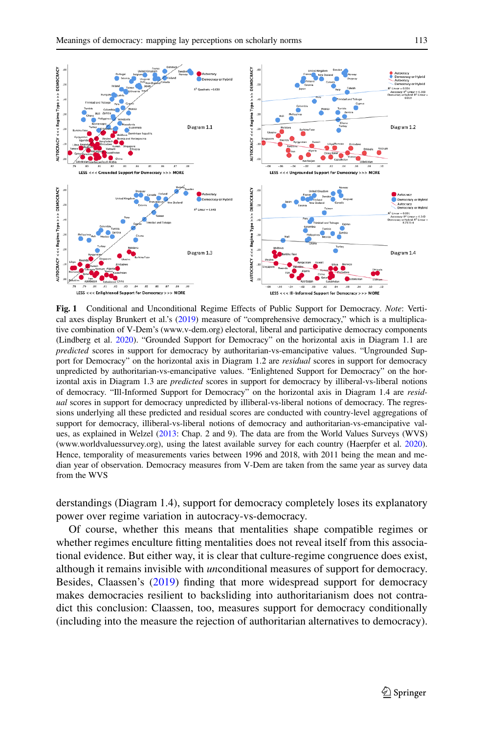**Fig. 1** Conditional and Unconditional Regime Effects of Public Support for Democracy. *Note*: Vertical axes display Brunkert et al.'s (2019) measure of "comprehensive democracy," which is a multiplicative combination of V-Dem's (www.v-dem.org) electoral, liberal and participative democracy components (Lindberg et al. 2020). "Grounded Support for Democracy" on the horizontal axis in Diagram 1.1 are *predicted* scores in support for democracy by authoritarian-vs-emancipative values. "Ungrounded Support for Democracy" on the horizontal axis in Diagram 1.2 are *residual* scores in support for democracy unpredicted by authoritarian-vs-emancipative values. "Enlightened Support for Democracy" on the horizontal axis in Diagram 1.3 are *predicted* scores in support for democracy by illiberal-vs-liberal notions of democracy. "Ill-Informed Support for Democracy" on the horizontal axis in Diagram 1.4 are *residual* scores in support for democracy unpredicted by illiberal-vs-liberal notions of democracy. The regressions underlying all these predicted and residual scores are conducted with country-level aggregations of support for democracy, illiberal-vs-liberal notions of democracy and authoritarian-vs-emancipative values, as explained in Welzel (2013: Chap. 2 and 9). The data are from the World Values Surveys (WVS) (www.worldvaluessurvey.org), using the latest available survey for each country (Haerpfer et al. 2020). Hence, temporality of measurements varies between 1996 and 2018, with 2011 being the mean and median year of observation. Democracy measures from V-Dem are taken from the same year as survey data from the WVS

derstandings (Diagram 1.4), support for democracy completely loses its explanatory power over regime variation in autocracy-vs-democracy.

Of course, whether this means that mentalities shape compatible regimes or whether regimes enculture fitting mentalities does not reveal itself from this associational evidence. But either way, it is clear that culture-regime congruence does exist, although it remains invisible with *un*conditional measures of support for democracy. Besides, Claassen's (2019) finding that more widespread support for democracy makes democracies resilient to backsliding into authoritarianism does not contradict this conclusion: Claassen, too, measures support for democracy conditionally (including into the measure the rejection of authoritarian alternatives to democracy).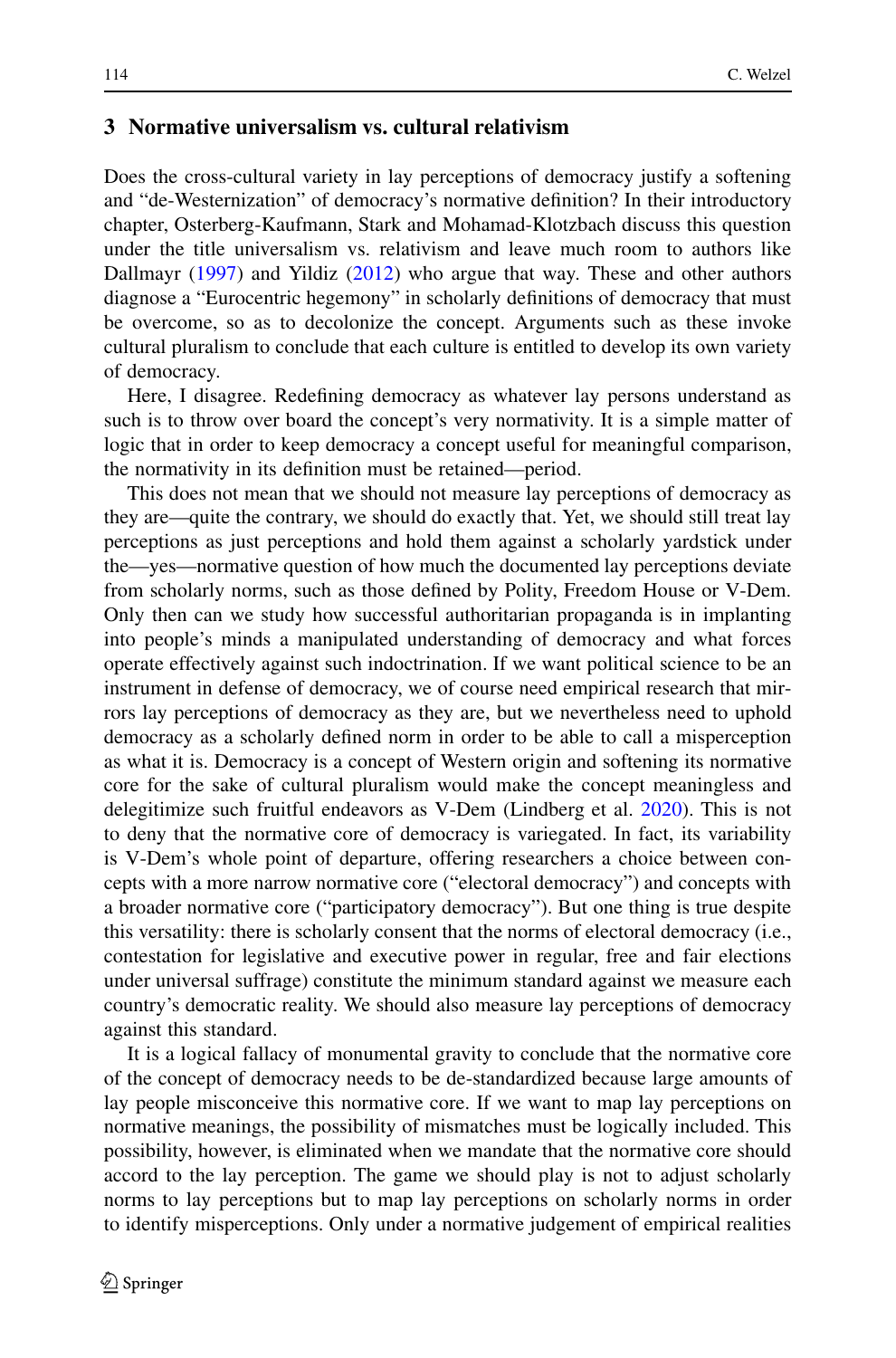## 3 Normative universalism vs. cultural relativism

Does the cross-cultural variety in lay perceptions of democracy justify a softening and "de-Westernization" of democracy's normative definition? In their introductory chapter, Osterberg-Kaufmann, Stark and Mohamad-Klotzbach discuss this question under the title universalism vs. relativism and leave much room to authors like Dallmayr (1997) and Yildiz (2012) who argue that way. These and other authors diagnose a "Eurocentric hegemony" in scholarly definitions of democracy that must be overcome, so as to decolonize the concept. Arguments such as these invoke cultural pluralism to conclude that each culture is entitled to develop its own variety of democracy.

Here, I disagree. Redefining democracy as whatever lay persons understand as such is to throw over board the concept's very normativity. It is a simple matter of logic that in order to keep democracy a concept useful for meaningful comparison, the normativity in its definition must be retained—period.

This does not mean that we should not measure lay perceptions of democracy as they are—quite the contrary, we should do exactly that. Yet, we should still treat lay perceptions as just perceptions and hold them against a scholarly yardstick under the—yes—normative question of how much the documented lay perceptions deviate from scholarly norms, such as those defined by Polity, Freedom House or V-Dem. Only then can we study how successful authoritarian propaganda is in implanting into people's minds a manipulated understanding of democracy and what forces operate effectively against such indoctrination. If we want political science to be an instrument in defense of democracy, we of course need empirical research that mirrors lay perceptions of democracy as they are, but we nevertheless need to uphold democracy as a scholarly defined norm in order to be able to call a misperception as what it is. Democracy is a concept of Western origin and softening its normative core for the sake of cultural pluralism would make the concept meaningless and delegitimize such fruitful endeavors as V-Dem (Lindberg et al. 2020). This is not to deny that the normative core of democracy is variegated. In fact, its variability is V-Dem's whole point of departure, offering researchers a choice between concepts with a more narrow normative core ("electoral democracy") and concepts with a broader normative core ("participatory democracy"). But one thing is true despite this versatility: there is scholarly consent that the norms of electoral democracy (i.e., contestation for legislative and executive power in regular, free and fair elections under universal suffrage) constitute the minimum standard against we measure each country's democratic reality. We should also measure lay perceptions of democracy against this standard.

It is a logical fallacy of monumental gravity to conclude that the normative core of the concept of democracy needs to be de-standardized because large amounts of lay people misconceive this normative core. If we want to map lay perceptions on normative meanings, the possibility of mismatches must be logically included. This possibility, however, is eliminated when we mandate that the normative core should accord to the lay perception. The game we should play is not to adjust scholarly norms to lay perceptions but to map lay perceptions on scholarly norms in order to identify misperceptions. Only under a normative judgement of empirical realities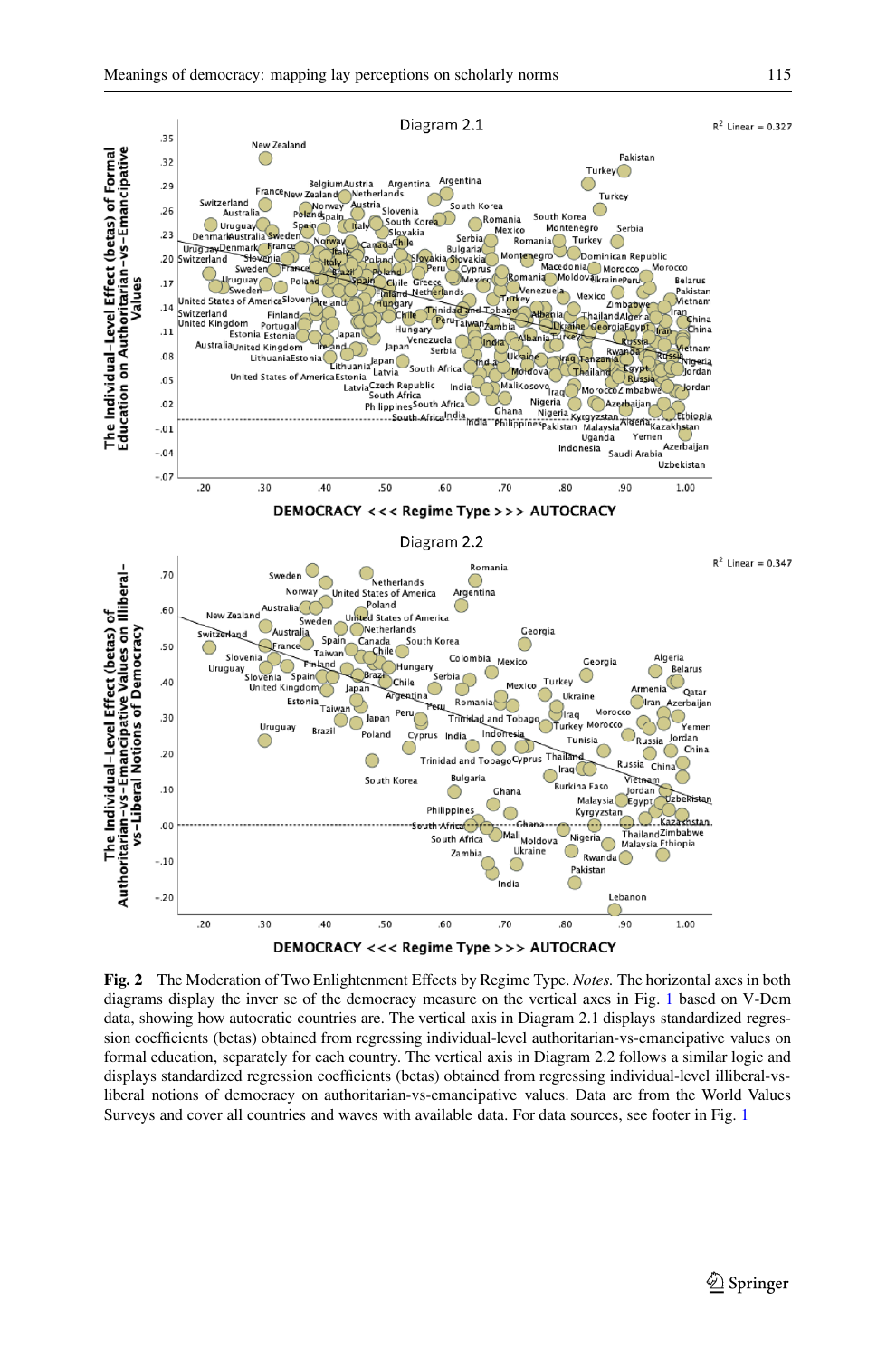Diagram 2.1

Diagram 2.2

**Fig. 2** The Moderation of Two Enlightenment Effects by Regime Type. *Notes.* The horizontal axes in both diagrams display the inver se of the democracy measure on the vertical axes in Fig. 1 based on V-Dem data, showing how autocratic countries are. The vertical axis in Diagram 2.1 displays standardized regression coefficients (betas) obtained from regressing individual-level authoritarian-vs-emancipative values on formal education, separately for each country. The vertical axis in Diagram 2.2 follows a similar logic and displays standardized regression coefficients (betas) obtained from regressing individual-level illiberal-vs-liberal notions of democracy on authoritarian-vs-emancipative values. Data are from the World Values Surveys and cover all countries and waves with available data. For data sources, see footer in Fig. 1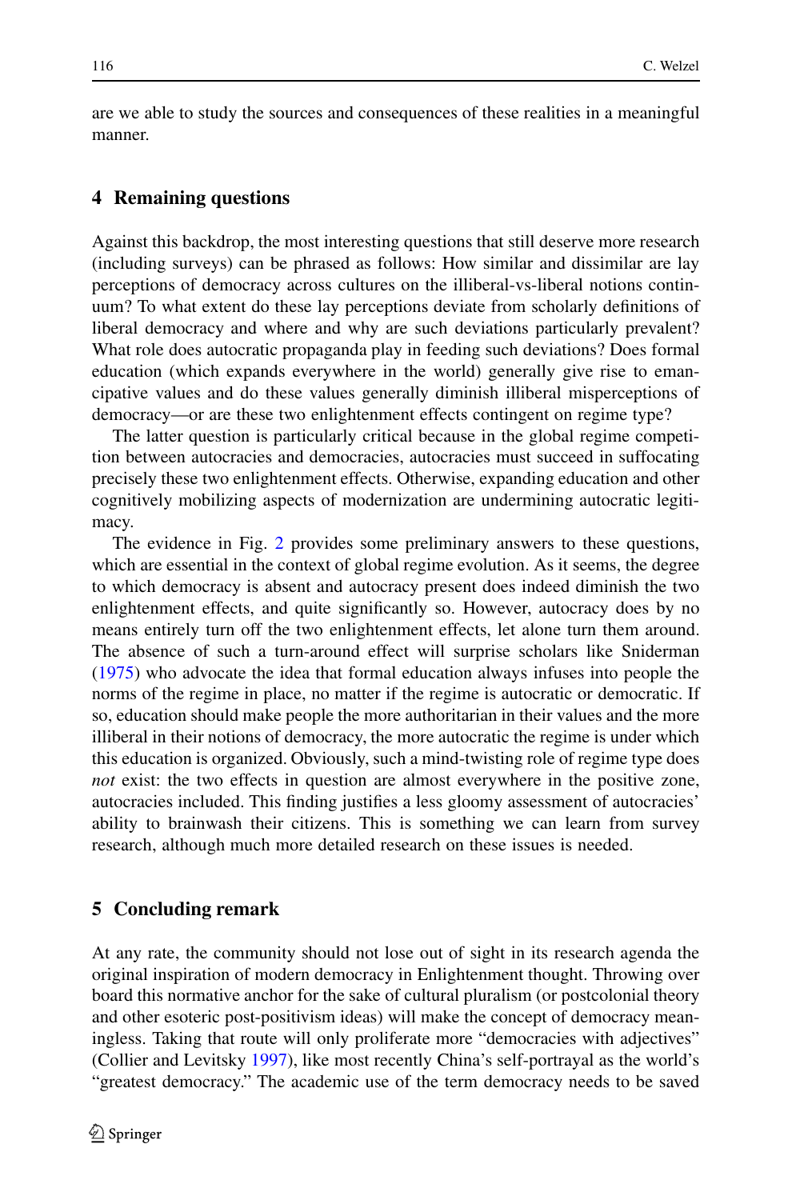are we able to study the sources and consequences of these realities in a meaningful manner.

## 4 Remaining questions

Against this backdrop, the most interesting questions that still deserve more research (including surveys) can be phrased as follows: How similar and dissimilar are lay perceptions of democracy across cultures on the illiberal-vs-liberal notions continuum? To what extent do these lay perceptions deviate from scholarly definitions of liberal democracy and where and why are such deviations particularly prevalent? What role does autocratic propaganda play in feeding such deviations? Does formal education (which expands everywhere in the world) generally give rise to emancipative values and do these values generally diminish illiberal misperceptions of democracy—or are these two enlightenment effects contingent on regime type?

The latter question is particularly critical because in the global regime competition between autocracies and democracies, autocracies must succeed in suffocating precisely these two enlightenment effects. Otherwise, expanding education and other cognitively mobilizing aspects of modernization are undermining autocratic legitimacy.

The evidence in Fig. 2 provides some preliminary answers to these questions, which are essential in the context of global regime evolution. As it seems, the degree to which democracy is absent and autocracy present does indeed diminish the two enlightenment effects, and quite significantly so. However, autocracy does by no means entirely turn off the two enlightenment effects, let alone turn them around. The absence of such a turn-around effect will surprise scholars like Sniderman (1975) who advocate the idea that formal education always infuses into people the norms of the regime in place, no matter if the regime is autocratic or democratic. If so, education should make people the more authoritarian in their values and the more illiberal in their notions of democracy, the more autocratic the regime is under which this education is organized. Obviously, such a mind-twisting role of regime type does *not* exist: the two effects in question are almost everywhere in the positive zone, autocracies included. This finding justifies a less gloomy assessment of autocracies' ability to brainwash their citizens. This is something we can learn from survey research, although much more detailed research on these issues is needed.

## 5 Concluding remark

At any rate, the community should not lose out of sight in its research agenda the original inspiration of modern democracy in Enlightenment thought. Throwing over board this normative anchor for the sake of cultural pluralism (or postcolonial theory and other esoteric post-positivism ideas) will make the concept of democracy meaningless. Taking that route will only proliferate more "democracies with adjectives" (Collier and Levitsky 1997), like most recently China's self-portrayal as the world's "greatest democracy." The academic use of the term democracy needs to be saved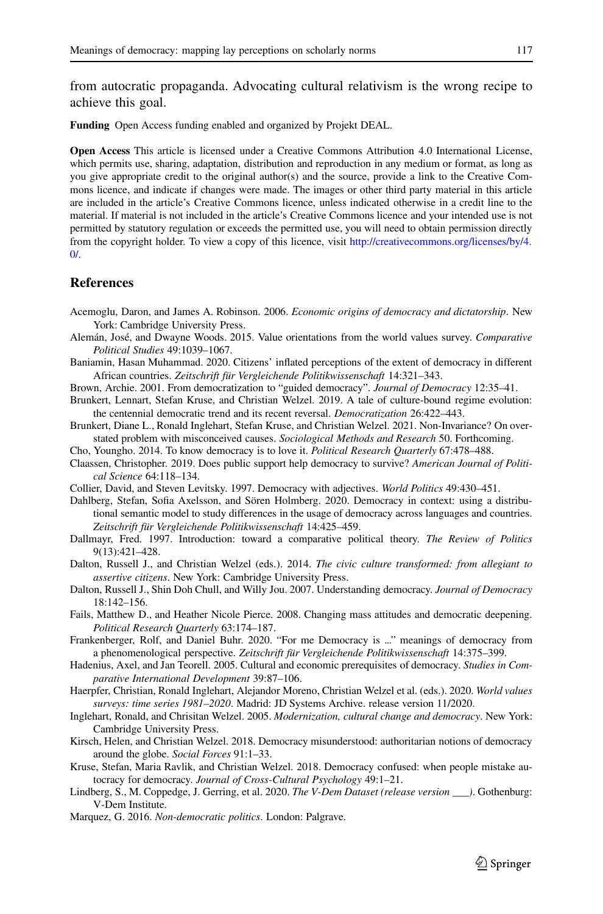from autocratic propaganda. Advocating cultural relativism is the wrong recipe to achieve this goal.

**Funding** Open Access funding enabled and organized by Projekt DEAL.

**Open Access** This article is licensed under a Creative Commons Attribution 4.0 International License, which permits use, sharing, adaptation, distribution and reproduction in any medium or format, as long as you give appropriate credit to the original author(s) and the source, provide a link to the Creative Commons licence, and indicate if changes were made. The images or other third party material in this article are included in the article's Creative Commons licence, unless indicated otherwise in a credit line to the material. If material is not included in the article's Creative Commons licence and your intended use is not permitted by statutory regulation or exceeds the permitted use, you will need to obtain permission directly from the copyright holder. To view a copy of this licence, visit http://creativecommons.org/licenses/by/4.0/.

## References

Acemoglu, Daron, and James A. Robinson. 2006. *Economic origins of democracy and dictatorship*. New York: Cambridge University Press.

Alemán, José, and Dwayne Woods. 2015. Value orientations from the world values survey. *Comparative Political Studies* 49:1039–1067.

Baniamin, Hasan Muhammad. 2020. Citizens' inflated perceptions of the extent of democracy in different African countries. *Zeitschrift für Vergleichende Politikwissenschaft* 14:321–343.

Brown, Archie. 2001. From democratization to "guided democracy". *Journal of Democracy* 12:35–41.

Brunkert, Lennart, Stefan Kruse, and Christian Welzel. 2019. A tale of culture-bound regime evolution: the centennial democratic trend and its recent reversal. *Democratization* 26:422–443.

Brunkert, Diane L., Ronald Inglehart, Stefan Kruse, and Christian Welzel. 2021. Non-Invariance? On overstated problem with misconceived causes. *Sociological Methods and Research* 50. Forthcoming.

Cho, Youngho. 2014. To know democracy is to love it. *Political Research Quarterly* 67:478–488.

Claassen, Christopher. 2019. Does public support help democracy to survive? *American Journal of Political Science* 64:118–134.

Collier, David, and Steven Levitsky. 1997. Democracy with adjectives. *World Politics* 49:430–451.

Dahlberg, Stefan, Sofia Axelsson, and Sören Holmberg. 2020. Democracy in context: using a distributional semantic model to study differences in the usage of democracy across languages and countries. *Zeitschrift für Vergleichende Politikwissenschaft* 14:425–459.

Dallmayr, Fred. 1997. Introduction: toward a comparative political theory. *The Review of Politics* 9(13):421–428.

Dalton, Russell J., and Christian Welzel (eds.). 2014. *The civic culture transformed: from allegiant to assertive citizens*. New York: Cambridge University Press.

Dalton, Russell J., Shin Doh Chull, and Willy Jou. 2007. Understanding democracy. *Journal of Democracy* 18:142–156.

Fails, Matthew D., and Heather Nicole Pierce. 2008. Changing mass attitudes and democratic deepening. *Political Research Quarterly* 63:174–187.

Frankenberger, Rolf, and Daniel Buhr. 2020. "For me Democracy is ..." meanings of democracy from a phenomenological perspective. *Zeitschrift für Vergleichende Politikwissenschaft* 14:375–399.

Hadenius, Axel, and Jan Teorell. 2005. Cultural and economic prerequisites of democracy. *Studies in Comparative International Development* 39:87–106.

Haerpfer, Christian, Ronald Inglehart, Alejandor Moreno, Christian Welzel et al. (eds.). 2020. *World values surveys: time series 1981–2020*. Madrid: JD Systems Archive. release version 11/2020.

Inglehart, Ronald, and Chrisitan Welzel. 2005. *Modernization, cultural change and democracy*. New York: Cambridge University Press.

Kirsch, Helen, and Christian Welzel. 2018. Democracy misunderstood: authoritarian notions of democracy around the globe. *Social Forces* 91:1–33.

Kruse, Stefan, Maria Ravlik, and Christian Welzel. 2018. Democracy confused: when people mistake autocracy for democracy. *Journal of Cross-Cultural Psychology* 49:1–21.

Lindberg, S., M. Coppedge, J. Gerring, et al. 2020. *The V-Dem Dataset (release version ___)*. Gothenburg: V-Dem Institute.

Marquez, G. 2016. *Non-democratic politics*. London: Palgrave.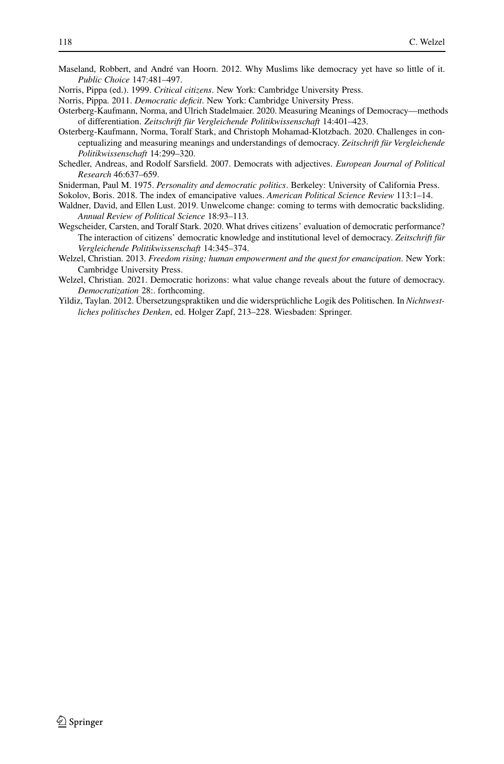Maseland, Robbert, and André van Hoorn. 2012. Why Muslims like democracy yet have so little of it. *Public Choice* 147:481–497.

Norris, Pippa (ed.). 1999. *Critical citizens*. New York: Cambridge University Press.

Norris, Pippa. 2011. *Democratic deficit*. New York: Cambridge University Press.

Osterberg-Kaufmann, Norma, and Ulrich Stadelmaier. 2020. Measuring Meanings of Democracy—methods of differentiation. *Zeitschrift für Vergleichende Politikwissenschaft* 14:401–423.

Osterberg-Kaufmann, Norma, Toralf Stark, and Christoph Mohamad-Klotzbach. 2020. Challenges in conceptualizing and measuring meanings and understandings of democracy. *Zeitschrift für Vergleichende Politikwissenschaft* 14:299–320.

Schedler, Andreas, and Rodolf Sarsfield. 2007. Democrats with adjectives. *European Journal of Political Research* 46:637–659.

Sniderman, Paul M. 1975. *Personality and democratic politics*. Berkeley: University of California Press.

Sokolov, Boris. 2018. The index of emancipative values. *American Political Science Review* 113:1–14.

Waldner, David, and Ellen Lust. 2019. Unwelcome change: coming to terms with democratic backsliding. *Annual Review of Political Science* 18:93–113.

Wegscheider, Carsten, and Toralf Stark. 2020. What drives citizens' evaluation of democratic performance? The interaction of citizens' democratic knowledge and institutional level of democracy. *Zeitschrift für Vergleichende Politikwissenschaft* 14:345–374.

Welzel, Christian. 2013. *Freedom rising; human empowerment and the quest for emancipation*. New York: Cambridge University Press.

Welzel, Christian. 2021. Democratic horizons: what value change reveals about the future of democracy. *Democratization* 28:. forthcoming.

Yildiz, Taylan. 2012. Übersetzungspraktiken und die widersprüchliche Logik des Politischen. In *Nichtwestliches politisches Denken*, ed. Holger Zapf, 213–228. Wiesbaden: Springer.